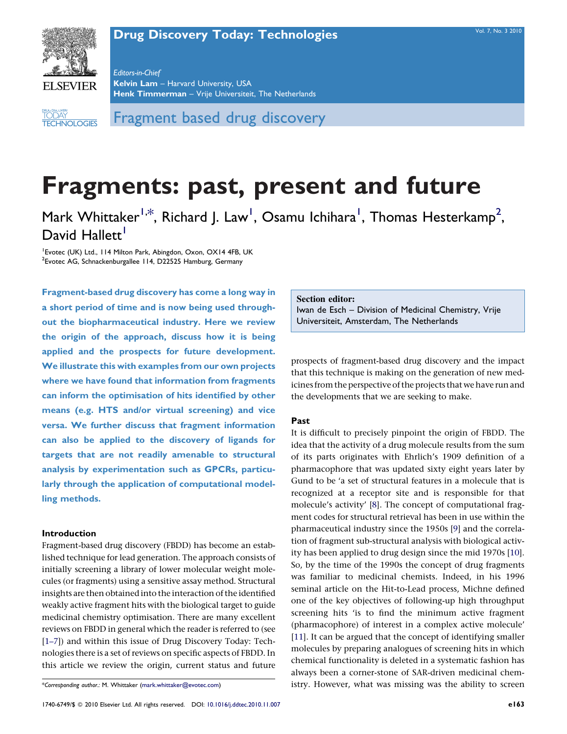# Fragment based drug discovery

# Fragments: past, present and future

Mark Whittaker[1,*], Richard J. Law[1], Osamu Ichihara[1], Thomas Hesterkamp[2], David Hallett[1]

[1]Evotec (UK) Ltd., 114 Milton Park, Abingdon, Oxon, OX14 4FB, UK
[2]Evotec AG, Schnackenburgallee 114, D22525 Hamburg, Germany

**Fragment-based drug discovery has come a long way in a short period of time and is now being used throughout the biopharmaceutical industry. Here we review the origin of the approach, discuss how it is being applied and the prospects for future development. We illustrate this with examples from our own projects where we have found that information from fragments can inform the optimisation of hits identified by other means (e.g. HTS and/or virtual screening) and vice versa. We further discuss that fragment information can also be applied to the discovery of ligands for targets that are not readily amenable to structural analysis by experimentation such as GPCRs, particularly through the application of computational modelling methods.**

**Section editor:**
Iwan de Esch – Division of Medicinal Chemistry, Vrije Universiteit, Amsterdam, The Netherlands

## Introduction

Fragment-based drug discovery (FBDD) has become an established technique for lead generation. The approach consists of initially screening a library of lower molecular weight molecules (or fragments) using a sensitive assay method. Structural insights are then obtained into the interaction of the identified weakly active fragment hits with the biological target to guide medicinal chemistry optimisation. There are many excellent reviews on FBDD in general which the reader is referred to (see [1–7]) and within this issue of Drug Discovery Today: Technologies there is a set of reviews on specific aspects of FBDD. In this article we review the origin, current status and future prospects of fragment-based drug discovery and the impact that this technique is making on the generation of new medicines from the perspective of the projects that we have run and the developments that we are seeking to make.

## Past

It is difficult to precisely pinpoint the origin of FBDD. The idea that the activity of a drug molecule results from the sum of its parts originates with Ehrlich's 1909 definition of a pharmacophore that was updated sixty eight years later by Gund to be 'a set of structural features in a molecule that is recognized at a receptor site and is responsible for that molecule's activity' [8]. The concept of computational fragment codes for structural retrieval has been in use within the pharmaceutical industry since the 1950s [9] and the correlation of fragment sub-structural analysis with biological activity has been applied to drug design since the mid 1970s [10]. So, by the time of the 1990s the concept of drug fragments was familiar to medicinal chemists. Indeed, in his 1996 seminal article on the Hit-to-Lead process, Michne defined one of the key objectives of following-up high throughput screening hits 'is to find the minimum active fragment (pharmacophore) of interest in a complex active molecule' [11]. It can be argued that the concept of identifying smaller molecules by preparing analogues of screening hits in which chemical functionality is deleted in a systematic fashion has always been a corner-stone of SAR-driven medicinal chemistry. However, what was missing was the ability to screen

*Corresponding author.: M. Whittaker (mark.whittaker@evotec.com)

1740-6749/$ © 2010 Elsevier Ltd. All rights reserved. DOI: 10.1016/j.ddtec.2010.11.007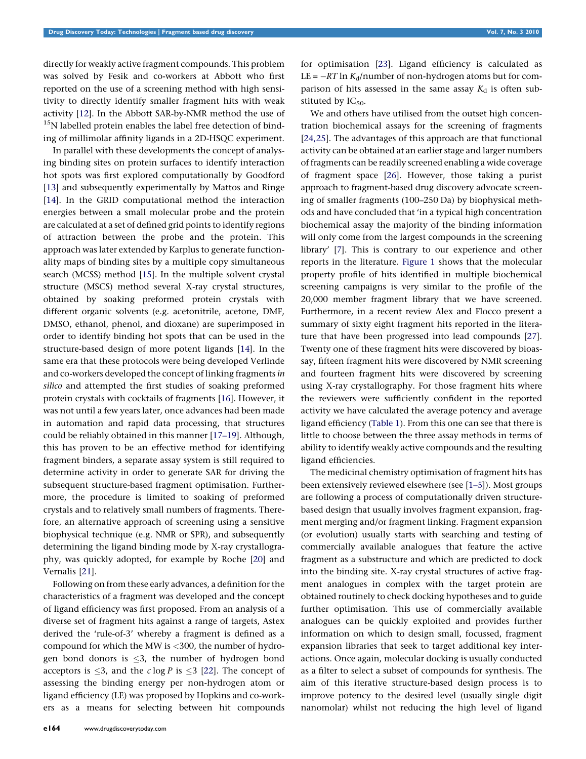directly for weakly active fragment compounds. This problem was solved by Fesik and co-workers at Abbott who first reported on the use of a screening method with high sensitivity to directly identify smaller fragment hits with weak activity [12]. In the Abbott SAR-by-NMR method the use of $^{15}$N labelled protein enables the label free detection of binding of millimolar affinity ligands in a 2D-HSQC experiment.

In parallel with these developments the concept of analysing binding sites on protein surfaces to identify interaction hot spots was first explored computationally by Goodford [13] and subsequently experimentally by Mattos and Ringe [14]. In the GRID computational method the interaction energies between a small molecular probe and the protein are calculated at a set of defined grid points to identify regions of attraction between the probe and the protein. This approach was later extended by Karplus to generate functionality maps of binding sites by a multiple copy simultaneous search (MCSS) method [15]. In the multiple solvent crystal structure (MSCS) method several X-ray crystal structures, obtained by soaking preformed protein crystals with different organic solvents (e.g. acetonitrile, acetone, DMF, DMSO, ethanol, phenol, and dioxane) are superimposed in order to identify binding hot spots that can be used in the structure-based design of more potent ligands [14]. In the same era that these protocols were being developed Verlinde and co-workers developed the concept of linking fragments *in silico* and attempted the first studies of soaking preformed protein crystals with cocktails of fragments [16]. However, it was not until a few years later, once advances had been made in automation and rapid data processing, that structures could be reliably obtained in this manner [17–19]. Although, this has proven to be an effective method for identifying fragment binders, a separate assay system is still required to determine activity in order to generate SAR for driving the subsequent structure-based fragment optimisation. Furthermore, the procedure is limited to soaking of preformed crystals and to relatively small numbers of fragments. Therefore, an alternative approach of screening using a sensitive biophysical technique (e.g. NMR or SPR), and subsequently determining the ligand binding mode by X-ray crystallography, was quickly adopted, for example by Roche [20] and Vernalis [21].

Following on from these early advances, a definition for the characteristics of a fragment was developed and the concept of ligand efficiency was first proposed. From an analysis of a diverse set of fragment hits against a range of targets, Astex derived the 'rule-of-3' whereby a fragment is defined as a compound for which the MW is <300, the number of hydrogen bond donors is ≤3, the number of hydrogen bond acceptors is ≤3, and the $c\log P$ is ≤3 [22]. The concept of assessing the binding energy per non-hydrogen atom or ligand efficiency (LE) was proposed by Hopkins and co-workers as a means for selecting between hit compounds for optimisation [23]. Ligand efficiency is calculated as $\mathrm{LE} = -RT\ln K_d$/number of non-hydrogen atoms but for comparison of hits assessed in the same assay $K_d$ is often substituted by $\mathrm{IC}_{50}$.

We and others have utilised from the outset high concentration biochemical assays for the screening of fragments [24,25]. The advantages of this approach are that functional activity can be obtained at an earlier stage and larger numbers of fragments can be readily screened enabling a wide coverage of fragment space [26]. However, those taking a purist approach to fragment-based drug discovery advocate screening of smaller fragments (100–250 Da) by biophysical methods and have concluded that 'in a typical high concentration biochemical assay the majority of the binding information will only come from the largest compounds in the screening library' [7]. This is contrary to our experience and other reports in the literature. Figure 1 shows that the molecular property profile of hits identified in multiple biochemical screening campaigns is very similar to the profile of the 20,000 member fragment library that we have screened. Furthermore, in a recent review Alex and Flocco present a summary of sixty eight fragment hits reported in the literature that have been progressed into lead compounds [27]. Twenty one of these fragment hits were discovered by bioassay, fifteen fragment hits were discovered by NMR screening and fourteen fragment hits were discovered by screening using X-ray crystallography. For those fragment hits where the reviewers were sufficiently confident in the reported activity we have calculated the average potency and average ligand efficiency (Table 1). From this one can see that there is little to choose between the three assay methods in terms of ability to identify weakly active compounds and the resulting ligand efficiencies.

The medicinal chemistry optimisation of fragment hits has been extensively reviewed elsewhere (see [1–5]). Most groups are following a process of computationally driven structure-based design that usually involves fragment expansion, fragment merging and/or fragment linking. Fragment expansion (or evolution) usually starts with searching and testing of commercially available analogues that feature the active fragment as a substructure and which are predicted to dock into the binding site. X-ray crystal structures of active fragment analogues in complex with the target protein are obtained routinely to check docking hypotheses and to guide further optimisation. This use of commercially available analogues can be quickly exploited and provides further information on which to design small, focussed, fragment expansion libraries that seek to target additional key interactions. Once again, molecular docking is usually conducted as a filter to select a subset of compounds for synthesis. The aim of this iterative structure-based design process is to improve potency to the desired level (usually single digit nanomolar) whilst not reducing the high level of ligand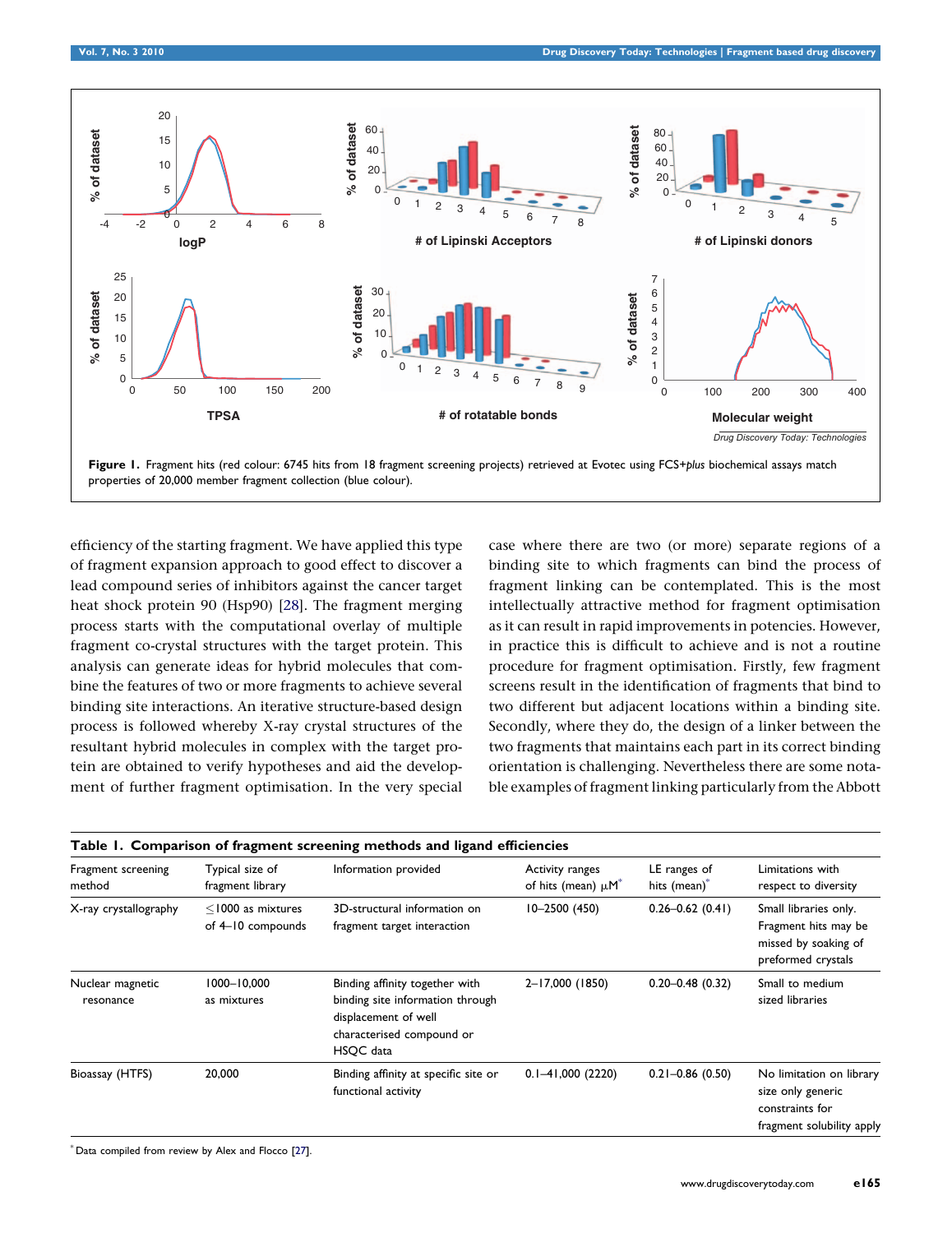**Figure 1.** Fragment hits (red colour: 6745 hits from 18 fragment screening projects) retrieved at Evotec using FCS+*plus* biochemical assays match properties of 20,000 member fragment collection (blue colour).

efficiency of the starting fragment. We have applied this type of fragment expansion approach to good effect to discover a lead compound series of inhibitors against the cancer target heat shock protein 90 (Hsp90) [28]. The fragment merging process starts with the computational overlay of multiple fragment co-crystal structures with the target protein. This analysis can generate ideas for hybrid molecules that combine the features of two or more fragments to achieve several binding site interactions. An iterative structure-based design process is followed whereby X-ray crystal structures of the resultant hybrid molecules in complex with the target protein are obtained to verify hypotheses and aid the development of further fragment optimisation. In the very special case where there are two (or more) separate regions of a binding site to which fragments can bind the process of fragment linking can be contemplated. This is the most intellectually attractive method for fragment optimisation as it can result in rapid improvements in potencies. However, in practice this is difficult to achieve and is not a routine procedure for fragment optimisation. Firstly, few fragment screens result in the identification of fragments that bind to two different but adjacent locations within a binding site. Secondly, where they do, the design of a linker between the two fragments that maintains each part in its correct binding orientation is challenging. Nevertheless there are some notable examples of fragment linking particularly from the Abbott

**Table 1. Comparison of fragment screening methods and ligand efficiencies**

| Fragment screening method | Typical size of fragment library | Information provided | Activity ranges of hits (mean) $\mu$M* | LE ranges of hits (mean)* | Limitations with respect to diversity |
|---|---|---|---|---|---|
| X-ray crystallography | ≤1000 as mixtures of 4–10 compounds | 3D-structural information on fragment target interaction | 10–2500 (450) | 0.26–0.62 (0.41) | Small libraries only. Fragment hits may be missed by soaking of preformed crystals |
| Nuclear magnetic resonance | 1000–10,000 as mixtures | Binding affinity together with binding site information through displacement of well characterised compound or HSQC data | 2–17,000 (1850) | 0.20–0.48 (0.32) | Small to medium sized libraries |
| Bioassay (HTFS) | 20,000 | Binding affinity at specific site or functional activity | 0.1–41,000 (2220) | 0.21–0.86 (0.50) | No limitation on library size only generic constraints for fragment solubility apply |

* Data compiled from review by Alex and Flocco [27].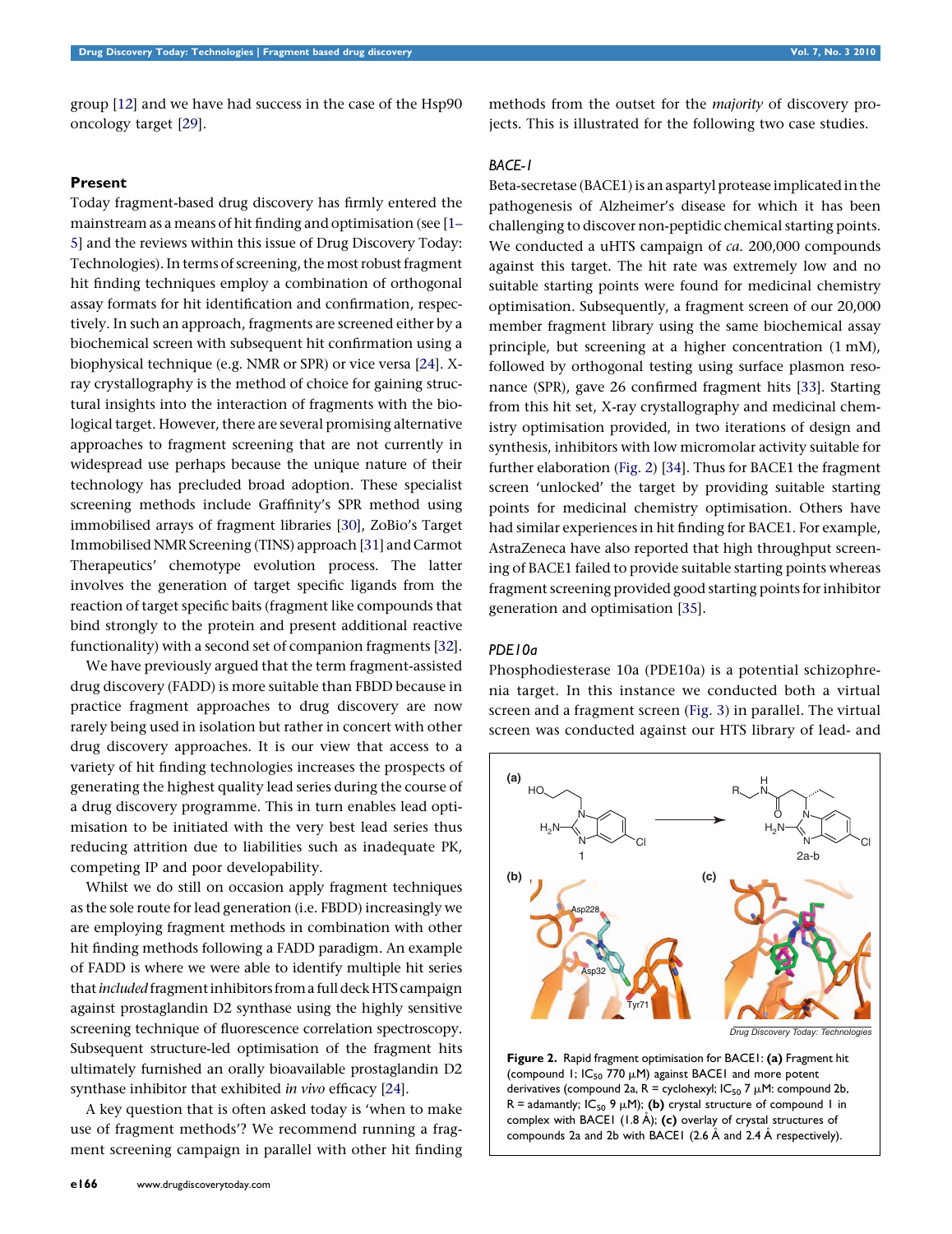group [12] and we have had success in the case of the Hsp90 oncology target [29].

## Present

Today fragment-based drug discovery has firmly entered the mainstream as a means of hit finding and optimisation (see [1–5] and the reviews within this issue of Drug Discovery Today: Technologies). In terms of screening, the most robust fragment hit finding techniques employ a combination of orthogonal assay formats for hit identification and confirmation, respectively. In such an approach, fragments are screened either by a biochemical screen with subsequent hit confirmation using a biophysical technique (e.g. NMR or SPR) or vice versa [24]. X-ray crystallography is the method of choice for gaining structural insights into the interaction of fragments with the biological target. However, there are several promising alternative approaches to fragment screening that are not currently in widespread use perhaps because the unique nature of their technology has precluded broad adoption. These specialist screening methods include Graffinity's SPR method using immobilised arrays of fragment libraries [30], ZoBio's Target Immobilised NMR Screening (TINS) approach [31] and Carmot Therapeutics' chemotype evolution process. The latter involves the generation of target specific ligands from the reaction of target specific baits (fragment like compounds that bind strongly to the protein and present additional reactive functionality) with a second set of companion fragments [32].

We have previously argued that the term fragment-assisted drug discovery (FADD) is more suitable than FBDD because in practice fragment approaches to drug discovery are now rarely being used in isolation but rather in concert with other drug discovery approaches. It is our view that access to a variety of hit finding technologies increases the prospects of generating the highest quality lead series during the course of a drug discovery programme. This in turn enables lead optimisation to be initiated with the very best lead series thus reducing attrition due to liabilities such as inadequate PK, competing IP and poor developability.

Whilst we do still on occasion apply fragment techniques as the sole route for lead generation (i.e. FBDD) increasingly we are employing fragment methods in combination with other hit finding methods following a FADD paradigm. An example of FADD is where we were able to identify multiple hit series that *included* fragment inhibitors from a full deck HTS campaign against prostaglandin D2 synthase using the highly sensitive screening technique of fluorescence correlation spectroscopy. Subsequent structure-led optimisation of the fragment hits ultimately furnished an orally bioavailable prostaglandin D2 synthase inhibitor that exhibited *in vivo* efficacy [24].

A key question that is often asked today is 'when to make use of fragment methods'? We recommend running a fragment screening campaign in parallel with other hit finding methods from the outset for the *majority* of discovery projects. This is illustrated for the following two case studies.

### *BACE-1*

Beta-secretase (BACE1) is an aspartyl protease implicated in the pathogenesis of Alzheimer's disease for which it has been challenging to discover non-peptidic chemical starting points. We conducted a uHTS campaign of *ca.* 200,000 compounds against this target. The hit rate was extremely low and no suitable starting points were found for medicinal chemistry optimisation. Subsequently, a fragment screen of our 20,000 member fragment library using the same biochemical assay principle, but screening at a higher concentration (1 mM), followed by orthogonal testing using surface plasmon resonance (SPR), gave 26 confirmed fragment hits [33]. Starting from this hit set, X-ray crystallography and medicinal chemistry optimisation provided, in two iterations of design and synthesis, inhibitors with low micromolar activity suitable for further elaboration (Fig. 2) [34]. Thus for BACE1 the fragment screen 'unlocked' the target by providing suitable starting points for medicinal chemistry optimisation. Others have had similar experiences in hit finding for BACE1. For example, AstraZeneca have also reported that high throughput screening of BACE1 failed to provide suitable starting points whereas fragment screening provided good starting points for inhibitor generation and optimisation [35].

### *PDE10a*

Phosphodiesterase 10a (PDE10a) is a potential schizophrenia target. In this instance we conducted both a virtual screen and a fragment screen (Fig. 3) in parallel. The virtual screen was conducted against our HTS library of lead- and

**Figure 2.** Rapid fragment optimisation for BACE1: **(a)** Fragment hit (compound 1; $IC_{50}$ 770 μM) against BACE1 and more potent derivatives (compound 2a, R = cyclohexyl; $IC_{50}$ 7 μM: compound 2b, R = adamantly; $IC_{50}$ 9 μM); **(b)** crystal structure of compound 1 in complex with BACE1 (1.8 Å); **(c)** overlay of crystal structures of compounds 2a and 2b with BACE1 (2.6 Å and 2.4 Å respectively).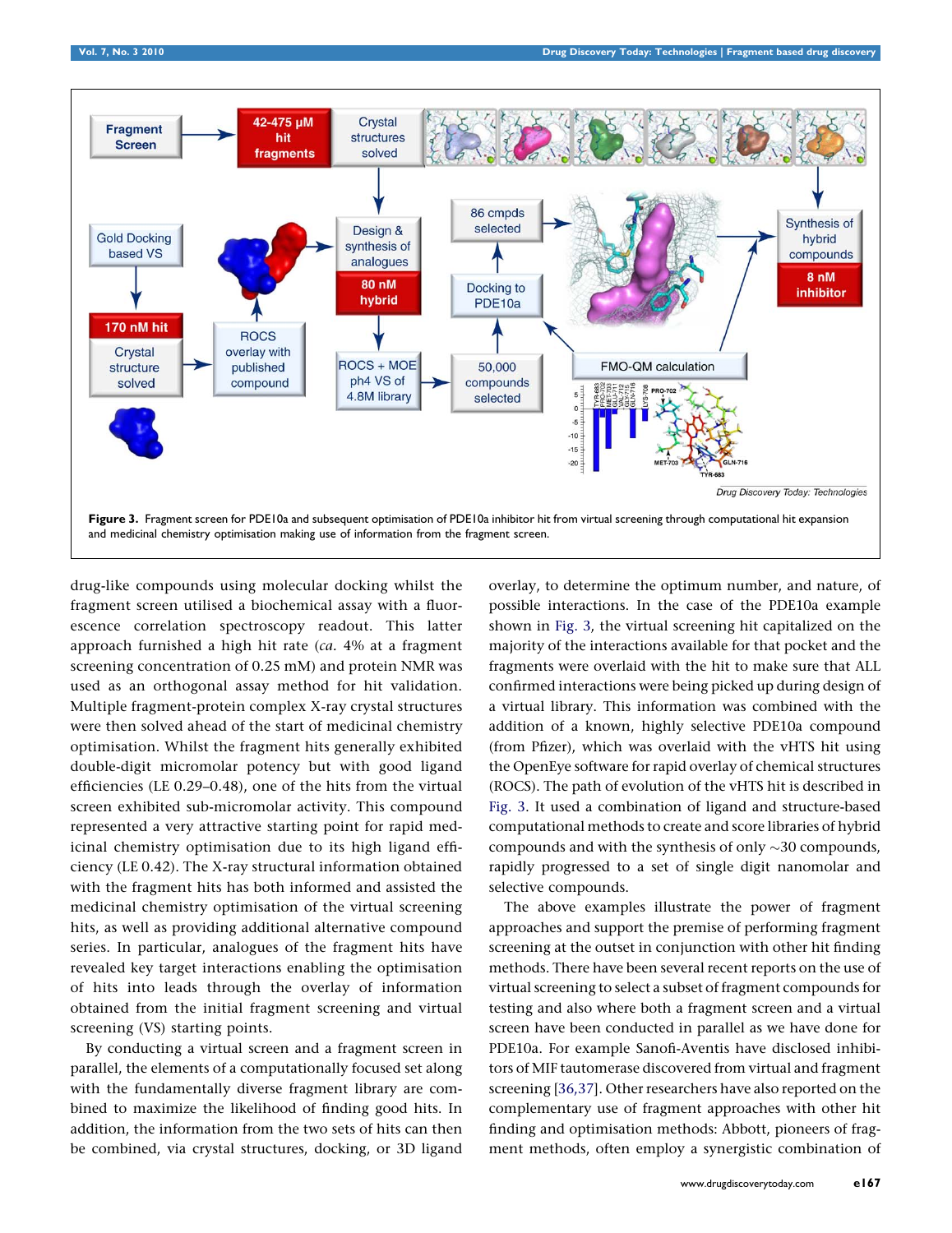**Figure 3.** Fragment screen for PDE10a and subsequent optimisation of PDE10a inhibitor hit from virtual screening through computational hit expansion and medicinal chemistry optimisation making use of information from the fragment screen.

drug-like compounds using molecular docking whilst the fragment screen utilised a biochemical assay with a fluorescence correlation spectroscopy readout. This latter approach furnished a high hit rate (*ca.* 4% at a fragment screening concentration of 0.25 mM) and protein NMR was used as an orthogonal assay method for hit validation. Multiple fragment-protein complex X-ray crystal structures were then solved ahead of the start of medicinal chemistry optimisation. Whilst the fragment hits generally exhibited double-digit micromolar potency but with good ligand efficiencies (LE 0.29–0.48), one of the hits from the virtual screen exhibited sub-micromolar activity. This compound represented a very attractive starting point for rapid medicinal chemistry optimisation due to its high ligand efficiency (LE 0.42). The X-ray structural information obtained with the fragment hits has both informed and assisted the medicinal chemistry optimisation of the virtual screening hits, as well as providing additional alternative compound series. In particular, analogues of the fragment hits have revealed key target interactions enabling the optimisation of hits into leads through the overlay of information obtained from the initial fragment screening and virtual screening (VS) starting points.

By conducting a virtual screen and a fragment screen in parallel, the elements of a computationally focused set along with the fundamentally diverse fragment library are combined to maximize the likelihood of finding good hits. In addition, the information from the two sets of hits can then be combined, via crystal structures, docking, or 3D ligand overlay, to determine the optimum number, and nature, of possible interactions. In the case of the PDE10a example shown in Fig. 3, the virtual screening hit capitalized on the majority of the interactions available for that pocket and the fragments were overlaid with the hit to make sure that ALL confirmed interactions were being picked up during design of a virtual library. This information was combined with the addition of a known, highly selective PDE10a compound (from Pfizer), which was overlaid with the vHTS hit using the OpenEye software for rapid overlay of chemical structures (ROCS). The path of evolution of the vHTS hit is described in Fig. 3. It used a combination of ligand and structure-based computational methods to create and score libraries of hybrid compounds and with the synthesis of only ~30 compounds, rapidly progressed to a set of single digit nanomolar and selective compounds.

The above examples illustrate the power of fragment approaches and support the premise of performing fragment screening at the outset in conjunction with other hit finding methods. There have been several recent reports on the use of virtual screening to select a subset of fragment compounds for testing and also where both a fragment screen and a virtual screen have been conducted in parallel as we have done for PDE10a. For example Sanofi-Aventis have disclosed inhibitors of MIF tautomerase discovered from virtual and fragment screening [36,37]. Other researchers have also reported on the complementary use of fragment approaches with other hit finding and optimisation methods: Abbott, pioneers of fragment methods, often employ a synergistic combination of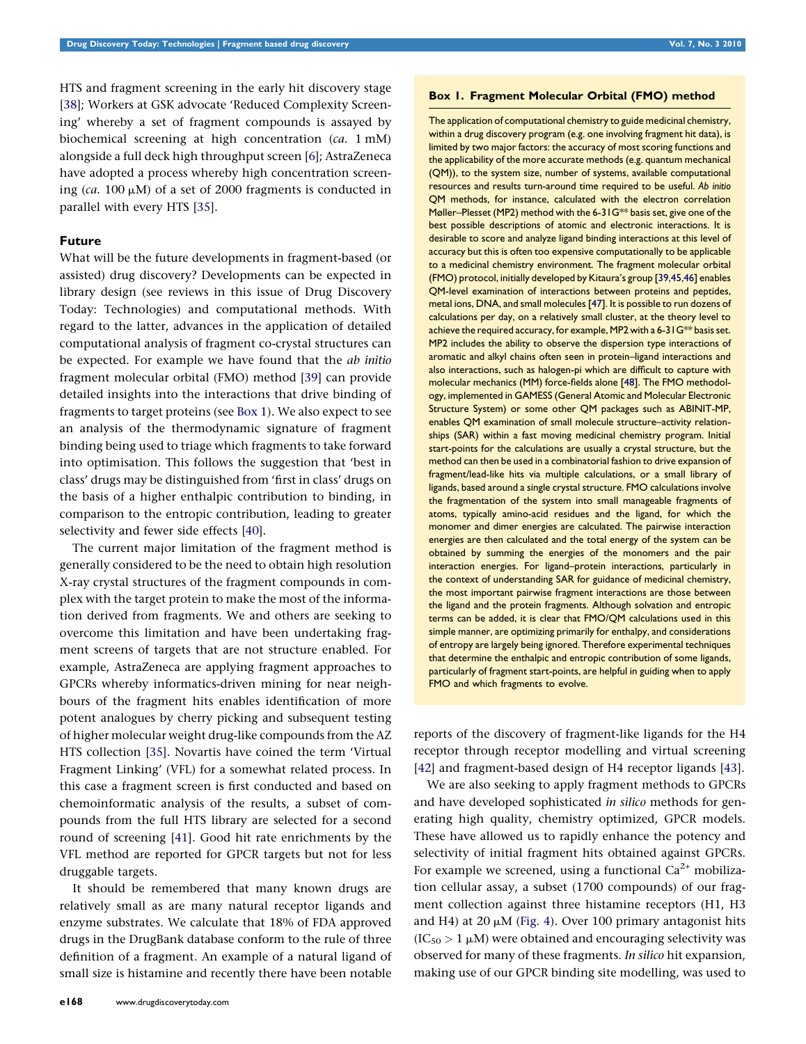HTS and fragment screening in the early hit discovery stage [38]; Workers at GSK advocate 'Reduced Complexity Screening' whereby a set of fragment compounds is assayed by biochemical screening at high concentration (*ca.* 1 mM) alongside a full deck high throughput screen [6]; AstraZeneca have adopted a process whereby high concentration screening (*ca.* 100 μM) of a set of 2000 fragments is conducted in parallel with every HTS [35].

## Future

What will be the future developments in fragment-based (or assisted) drug discovery? Developments can be expected in library design (see reviews in this issue of Drug Discovery Today: Technologies) and computational methods. With regard to the latter, advances in the application of detailed computational analysis of fragment co-crystal structures can be expected. For example we have found that the *ab initio* fragment molecular orbital (FMO) method [39] can provide detailed insights into the interactions that drive binding of fragments to target proteins (see Box 1). We also expect to see an analysis of the thermodynamic signature of fragment binding being used to triage which fragments to take forward into optimisation. This follows the suggestion that 'best in class' drugs may be distinguished from 'first in class' drugs on the basis of a higher enthalpic contribution to binding, in comparison to the entropic contribution, leading to greater selectivity and fewer side effects [40].

The current major limitation of the fragment method is generally considered to be the need to obtain high resolution X-ray crystal structures of the fragment compounds in complex with the target protein to make the most of the information derived from fragments. We and others are seeking to overcome this limitation and have been undertaking fragment screens of targets that are not structure enabled. For example, AstraZeneca are applying fragment approaches to GPCRs whereby informatics-driven mining for near neighbours of the fragment hits enables identification of more potent analogues by cherry picking and subsequent testing of higher molecular weight drug-like compounds from the AZ HTS collection [35]. Novartis have coined the term 'Virtual Fragment Linking' (VFL) for a somewhat related process. In this case a fragment screen is first conducted and based on chemoinformatic analysis of the results, a subset of compounds from the full HTS library are selected for a second round of screening [41]. Good hit rate enrichments by the VFL method are reported for GPCR targets but not for less druggable targets.

It should be remembered that many known drugs are relatively small as are many natural receptor ligands and enzyme substrates. We calculate that 18% of FDA approved drugs in the DrugBank database conform to the rule of three definition of a fragment. An example of a natural ligand of small size is histamine and recently there have been notable reports of the discovery of fragment-like ligands for the H4 receptor through receptor modelling and virtual screening [42] and fragment-based design of H4 receptor ligands [43].

We are also seeking to apply fragment methods to GPCRs and have developed sophisticated *in silico* methods for generating high quality, chemistry optimized, GPCR models. These have allowed us to rapidly enhance the potency and selectivity of initial fragment hits obtained against GPCRs. For example we screened, using a functional $Ca^{2+}$ mobilization cellular assay, a subset (1700 compounds) of our fragment collection against three histamine receptors (H1, H3 and H4) at 20 μM (Fig. 4). Over 100 primary antagonist hits ($IC_{50} > 1$ μM) were obtained and encouraging selectivity was observed for many of these fragments. *In silico* hit expansion, making use of our GPCR binding site modelling, was used to

### Box 1. Fragment Molecular Orbital (FMO) method

The application of computational chemistry to guide medicinal chemistry, within a drug discovery program (e.g. one involving fragment hit data), is limited by two major factors: the accuracy of most scoring functions and the applicability of the more accurate methods (e.g. quantum mechanical (QM)), to the system size, number of systems, available computational resources and results turn-around time required to be useful. *Ab initio* QM methods, for instance, calculated with the electron correlation Møller–Plesset (MP2) method with the 6-31G** basis set, give one of the best possible descriptions of atomic and electronic interactions. It is desirable to score and analyze ligand binding interactions at this level of accuracy but this is often too expensive computationally to be applicable to a medicinal chemistry environment. The fragment molecular orbital (FMO) protocol, initially developed by Kitaura's group [39,45,46] enables QM-level examination of interactions between proteins and peptides, metal ions, DNA, and small molecules [47]. It is possible to run dozens of calculations per day, on a relatively small cluster, at the theory level to achieve the required accuracy, for example, MP2 with a 6-31G** basis set. MP2 includes the ability to observe the dispersion type interactions of aromatic and alkyl chains often seen in protein–ligand interactions and also interactions, such as halogen-pi which are difficult to capture with molecular mechanics (MM) force-fields alone [48]. The FMO methodology, implemented in GAMESS (General Atomic and Molecular Electronic Structure System) or some other QM packages such as ABINIT-MP, enables QM examination of small molecule structure–activity relationships (SAR) within a fast moving medicinal chemistry program. Initial start-points for the calculations are usually a crystal structure, but the method can then be used in a combinatorial fashion to drive expansion of fragment/lead-like hits via multiple calculations, or a small library of ligands, based around a single crystal structure. FMO calculations involve the fragmentation of the system into small manageable fragments of atoms, typically amino-acid residues and the ligand, for which the monomer and dimer energies are calculated. The pairwise interaction energies are then calculated and the total energy of the system can be obtained by summing the energies of the monomers and the pair interaction energies. For ligand–protein interactions, particularly in the context of understanding SAR for guidance of medicinal chemistry, the most important pairwise fragment interactions are those between the ligand and the protein fragments. Although solvation and entropic terms can be added, it is clear that FMO/QM calculations used in this simple manner, are optimizing primarily for enthalpy, and considerations of entropy are largely being ignored. Therefore experimental techniques that determine the enthalpic and entropic contribution of some ligands, particularly of fragment start-points, are helpful in guiding when to apply FMO and which fragments to evolve.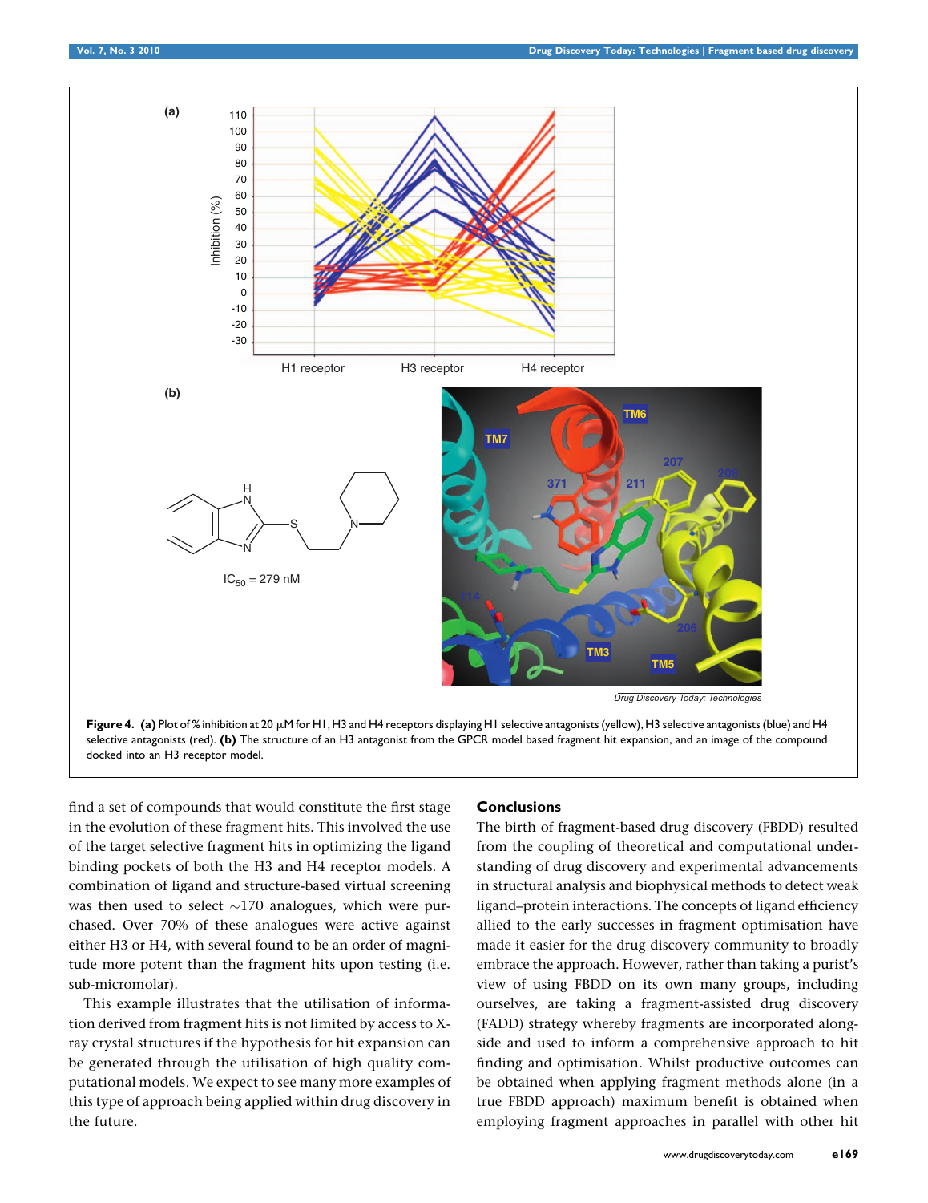Figure 4. **(a)** Plot of % inhibition at 20 μM for H1, H3 and H4 receptors displaying H1 selective antagonists (yellow), H3 selective antagonists (blue) and H4 selective antagonists (red). **(b)** The structure of an H3 antagonist from the GPCR model based fragment hit expansion, and an image of the compound docked into an H3 receptor model.

find a set of compounds that would constitute the first stage in the evolution of these fragment hits. This involved the use of the target selective fragment hits in optimizing the ligand binding pockets of both the H3 and H4 receptor models. A combination of ligand and structure-based virtual screening was then used to select ~170 analogues, which were purchased. Over 70% of these analogues were active against either H3 or H4, with several found to be an order of magnitude more potent than the fragment hits upon testing (i.e. sub-micromolar).

This example illustrates that the utilisation of information derived from fragment hits is not limited by access to X-ray crystal structures if the hypothesis for hit expansion can be generated through the utilisation of high quality computational models. We expect to see many more examples of this type of approach being applied within drug discovery in the future.

## Conclusions

The birth of fragment-based drug discovery (FBDD) resulted from the coupling of theoretical and computational understanding of drug discovery and experimental advancements in structural analysis and biophysical methods to detect weak ligand–protein interactions. The concepts of ligand efficiency allied to the early successes in fragment optimisation have made it easier for the drug discovery community to broadly embrace the approach. However, rather than taking a purist's view of using FBDD on its own many groups, including ourselves, are taking a fragment-assisted drug discovery (FADD) strategy whereby fragments are incorporated alongside and used to inform a comprehensive approach to hit finding and optimisation. Whilst productive outcomes can be obtained when applying fragment methods alone (in a true FBDD approach) maximum benefit is obtained when employing fragment approaches in parallel with other hit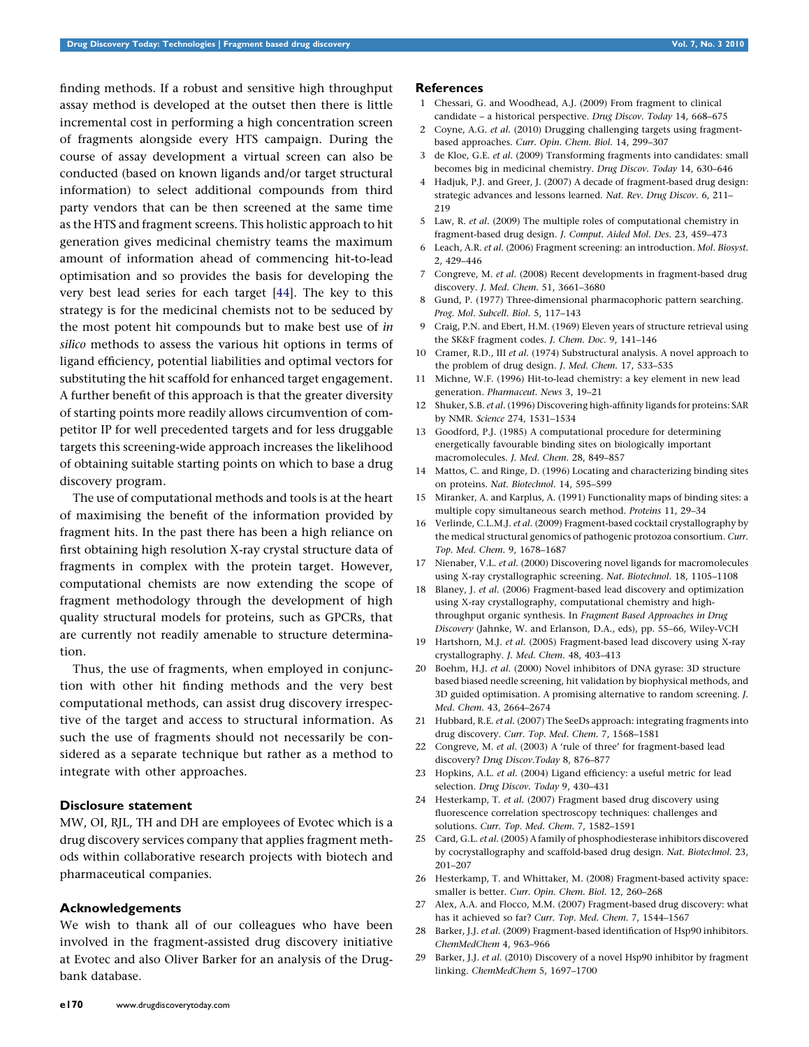finding methods. If a robust and sensitive high throughput assay method is developed at the outset then there is little incremental cost in performing a high concentration screen of fragments alongside every HTS campaign. During the course of assay development a virtual screen can also be conducted (based on known ligands and/or target structural information) to select additional compounds from third party vendors that can be then screened at the same time as the HTS and fragment screens. This holistic approach to hit generation gives medicinal chemistry teams the maximum amount of information ahead of commencing hit-to-lead optimisation and so provides the basis for developing the very best lead series for each target [44]. The key to this strategy is for the medicinal chemists not to be seduced by the most potent hit compounds but to make best use of *in silico* methods to assess the various hit options in terms of ligand efficiency, potential liabilities and optimal vectors for substituting the hit scaffold for enhanced target engagement. A further benefit of this approach is that the greater diversity of starting points more readily allows circumvention of competitor IP for well precedented targets and for less druggable targets this screening-wide approach increases the likelihood of obtaining suitable starting points on which to base a drug discovery program.

The use of computational methods and tools is at the heart of maximising the benefit of the information provided by fragment hits. In the past there has been a high reliance on first obtaining high resolution X-ray crystal structure data of fragments in complex with the protein target. However, computational chemists are now extending the scope of fragment methodology through the development of high quality structural models for proteins, such as GPCRs, that are currently not readily amenable to structure determination.

Thus, the use of fragments, when employed in conjunction with other hit finding methods and the very best computational methods, can assist drug discovery irrespective of the target and access to structural information. As such the use of fragments should not necessarily be considered as a separate technique but rather as a method to integrate with other approaches.

## Disclosure statement

MW, OI, RJL, TH and DH are employees of Evotec which is a drug discovery services company that applies fragment methods within collaborative research projects with biotech and pharmaceutical companies.

## Acknowledgements

We wish to thank all of our colleagues who have been involved in the fragment-assisted drug discovery initiative at Evotec and also Oliver Barker for an analysis of the Drugbank database.

## References

1. Chessari, G. and Woodhead, A.J. (2009) From fragment to clinical candidate – a historical perspective. *Drug Discov. Today* 14, 668–675
2. Coyne, A.G. *et al.* (2010) Drugging challenging targets using fragment-based approaches. *Curr. Opin. Chem. Biol.* 14, 299–307
3. de Kloe, G.E. *et al.* (2009) Transforming fragments into candidates: small becomes big in medicinal chemistry. *Drug Discov. Today* 14, 630–646
4. Hadjuk, P.J. and Greer, J. (2007) A decade of fragment-based drug design: strategic advances and lessons learned. *Nat. Rev. Drug Discov.* 6, 211–219
5. Law, R. *et al.* (2009) The multiple roles of computational chemistry in fragment-based drug design. *J. Comput. Aided Mol. Des.* 23, 459–473
6. Leach, A.R. *et al.* (2006) Fragment screening: an introduction. *Mol. Biosyst.* 2, 429–446
7. Congreve, M. *et al.* (2008) Recent developments in fragment-based drug discovery. *J. Med. Chem.* 51, 3661–3680
8. Gund, P. (1977) Three-dimensional pharmacophoric pattern searching. *Prog. Mol. Subcell. Biol.* 5, 117–143
9. Craig, P.N. and Ebert, H.M. (1969) Eleven years of structure retrieval using the SK&F fragment codes. *J. Chem. Doc.* 9, 141–146
10. Cramer, R.D., III *et al.* (1974) Substructural analysis. A novel approach to the problem of drug design. *J. Med. Chem.* 17, 533–535
11. Michne, W.F. (1996) Hit-to-lead chemistry: a key element in new lead generation. *Pharmaceut. News* 3, 19–21
12. Shuker, S.B. *et al.* (1996) Discovering high-affinity ligands for proteins: SAR by NMR. *Science* 274, 1531–1534
13. Goodford, P.J. (1985) A computational procedure for determining energetically favourable binding sites on biologically important macromolecules. *J. Med. Chem.* 28, 849–857
14. Mattos, C. and Ringe, D. (1996) Locating and characterizing binding sites on proteins. *Nat. Biotechnol.* 14, 595–599
15. Miranker, A. and Karplus, A. (1991) Functionality maps of binding sites: a multiple copy simultaneous search method. *Proteins* 11, 29–34
16. Verlinde, C.L.M.J. *et al.* (2009) Fragment-based cocktail crystallography by the medical structural genomics of pathogenic protozoa consortium. *Curr. Top. Med. Chem.* 9, 1678–1687
17. Nienaber, V.L. *et al.* (2000) Discovering novel ligands for macromolecules using X-ray crystallographic screening. *Nat. Biotechnol.* 18, 1105–1108
18. Blaney, J. *et al.* (2006) Fragment-based lead discovery and optimization using X-ray crystallography, computational chemistry and high-throughput organic synthesis. In *Fragment Based Approaches in Drug Discovery* (Jahnke, W. and Erlanson, D.A., eds), pp. 55–66, Wiley-VCH
19. Hartshorn, M.J. *et al.* (2005) Fragment-based lead discovery using X-ray crystallography. *J. Med. Chem.* 48, 403–413
20. Boehm, H.J. *et al.* (2000) Novel inhibitors of DNA gyrase: 3D structure based biased needle screening, hit validation by biophysical methods, and 3D guided optimisation. A promising alternative to random screening. *J. Med. Chem.* 43, 2664–2674
21. Hubbard, R.E. *et al.* (2007) The SeeDs approach: integrating fragments into drug discovery. *Curr. Top. Med. Chem.* 7, 1568–1581
22. Congreve, M. *et al.* (2003) A 'rule of three' for fragment-based lead discovery? *Drug Discov.Today* 8, 876–877
23. Hopkins, A.L. *et al.* (2004) Ligand efficiency: a useful metric for lead selection. *Drug Discov. Today* 9, 430–431
24. Hesterkamp, T. *et al.* (2007) Fragment based drug discovery using fluorescence correlation spectroscopy techniques: challenges and solutions. *Curr. Top. Med. Chem.* 7, 1582–1591
25. Card, G.L. *et al.* (2005) A family of phosphodiesterase inhibitors discovered by cocrystallography and scaffold-based drug design. *Nat. Biotechnol.* 23, 201–207
26. Hesterkamp, T. and Whittaker, M. (2008) Fragment-based activity space: smaller is better. *Curr. Opin. Chem. Biol.* 12, 260–268
27. Alex, A.A. and Flocco, M.M. (2007) Fragment-based drug discovery: what has it achieved so far? *Curr. Top. Med. Chem.* 7, 1544–1567
28. Barker, J.J. *et al.* (2009) Fragment-based identification of Hsp90 inhibitors. *ChemMedChem* 4, 963–966
29. Barker, J.J. *et al.* (2010) Discovery of a novel Hsp90 inhibitor by fragment linking. *ChemMedChem* 5, 1697–1700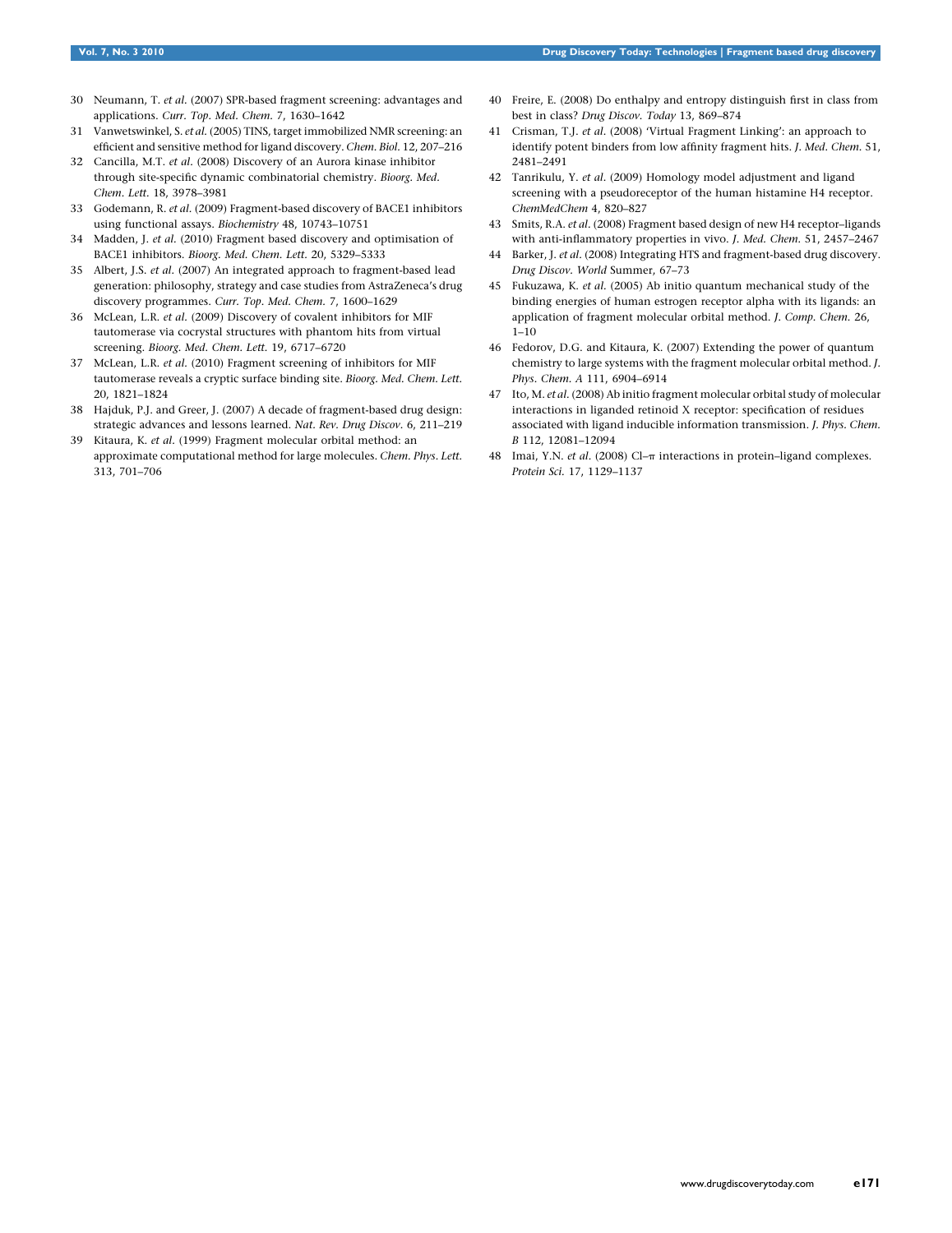30 Neumann, T. *et al.* (2007) SPR-based fragment screening: advantages and applications. *Curr. Top. Med. Chem.* 7, 1630–1642

31 Vanwetswinkel, S. *et al.* (2005) TINS, target immobilized NMR screening: an efficient and sensitive method for ligand discovery. *Chem. Biol.* 12, 207–216

32 Cancilla, M.T. *et al.* (2008) Discovery of an Aurora kinase inhibitor through site-specific dynamic combinatorial chemistry. *Bioorg. Med. Chem. Lett.* 18, 3978–3981

33 Godemann, R. *et al.* (2009) Fragment-based discovery of BACE1 inhibitors using functional assays. *Biochemistry* 48, 10743–10751

34 Madden, J. *et al.* (2010) Fragment based discovery and optimisation of BACE1 inhibitors. *Bioorg. Med. Chem. Lett.* 20, 5329–5333

35 Albert, J.S. *et al.* (2007) An integrated approach to fragment-based lead generation: philosophy, strategy and case studies from AstraZeneca's drug discovery programmes. *Curr. Top. Med. Chem.* 7, 1600–1629

36 McLean, L.R. *et al.* (2009) Discovery of covalent inhibitors for MIF tautomerase via cocrystal structures with phantom hits from virtual screening. *Bioorg. Med. Chem. Lett.* 19, 6717–6720

37 McLean, L.R. *et al.* (2010) Fragment screening of inhibitors for MIF tautomerase reveals a cryptic surface binding site. *Bioorg. Med. Chem. Lett.* 20, 1821–1824

38 Hajduk, P.J. and Greer, J. (2007) A decade of fragment-based drug design: strategic advances and lessons learned. *Nat. Rev. Drug Discov.* 6, 211–219

39 Kitaura, K. *et al.* (1999) Fragment molecular orbital method: an approximate computational method for large molecules. *Chem. Phys. Lett.* 313, 701–706

40 Freire, E. (2008) Do enthalpy and entropy distinguish first in class from best in class? *Drug Discov. Today* 13, 869–874

41 Crisman, T.J. *et al.* (2008) 'Virtual Fragment Linking': an approach to identify potent binders from low affinity fragment hits. *J. Med. Chem.* 51, 2481–2491

42 Tanrikulu, Y. *et al.* (2009) Homology model adjustment and ligand screening with a pseudoreceptor of the human histamine H4 receptor. *ChemMedChem* 4, 820–827

43 Smits, R.A. *et al.* (2008) Fragment based design of new H4 receptor–ligands with anti-inflammatory properties in vivo. *J. Med. Chem.* 51, 2457–2467

44 Barker, J. *et al.* (2008) Integrating HTS and fragment-based drug discovery. *Drug Discov. World* Summer, 67–73

45 Fukuzawa, K. *et al.* (2005) Ab initio quantum mechanical study of the binding energies of human estrogen receptor alpha with its ligands: an application of fragment molecular orbital method. *J. Comp. Chem.* 26, 1–10

46 Fedorov, D.G. and Kitaura, K. (2007) Extending the power of quantum chemistry to large systems with the fragment molecular orbital method. *J. Phys. Chem. A* 111, 6904–6914

47 Ito, M. *et al.* (2008) Ab initio fragment molecular orbital study of molecular interactions in liganded retinoid X receptor: specification of residues associated with ligand inducible information transmission. *J. Phys. Chem. B* 112, 12081–12094

48 Imai, Y.N. *et al.* (2008) Cl–π interactions in protein–ligand complexes. *Protein Sci.* 17, 1129–1137